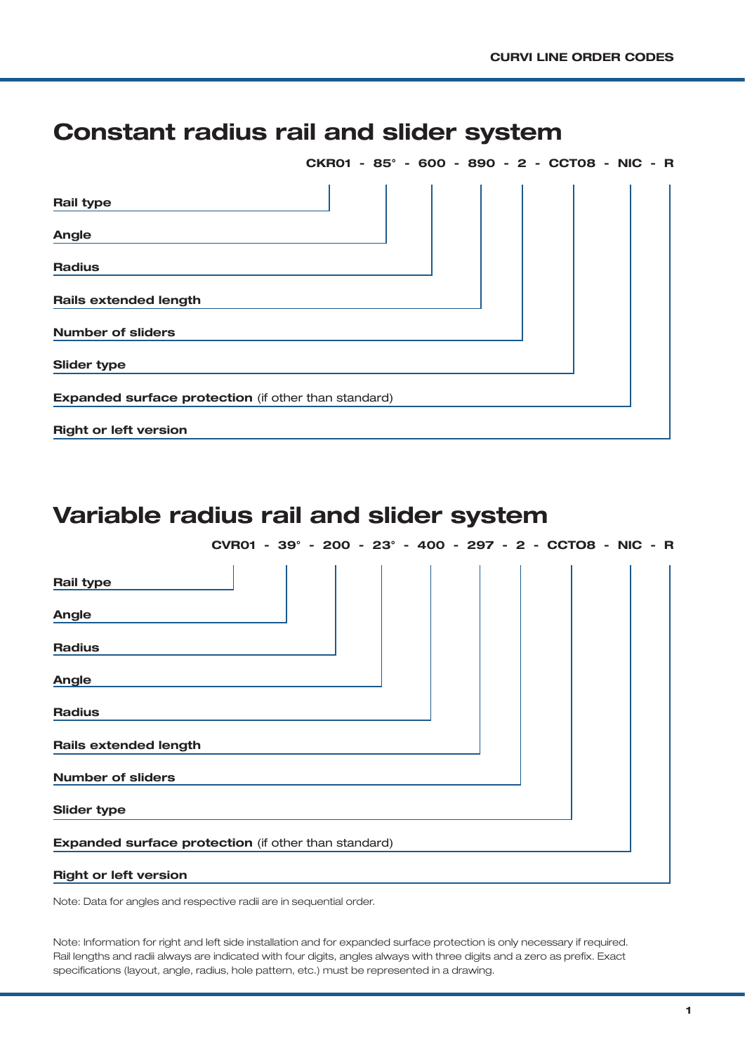# Constant radius rail and slider system

**CKR01 - 85° - 600 - 890 - 2 - CCT08 - NIC - R**

- **Rail type**
- **Angle**
- **Radius**
- **Rails extended length**
- **Number of sliders**
- **Slider type**
- **Expanded surface protection** (if other than standard)
- **Right or left version**

# Variable radius rail and slider system

**CVR01 - 39° - 200 - 23° - 400 - 297 - 2 - CCTO8 - NIC - R**

- **Rail type**
- **Angle**
- **Radius**
- **Angle**
- **Radius**
- **Rails extended length**
- **Number of sliders**
- **Slider type**
- **Expanded surface protection** (if other than standard)
- **Right or left version**

Note: Data for angles and respective radii are in sequential order.

Note: Information for right and left side installation and for expanded surface protection is only necessary if required. Rail lengths and radii always are indicated with four digits, angles always with three digits and a zero as prefix. Exact specifications (layout, angle, radius, hole pattern, etc.) must be represented in a drawing.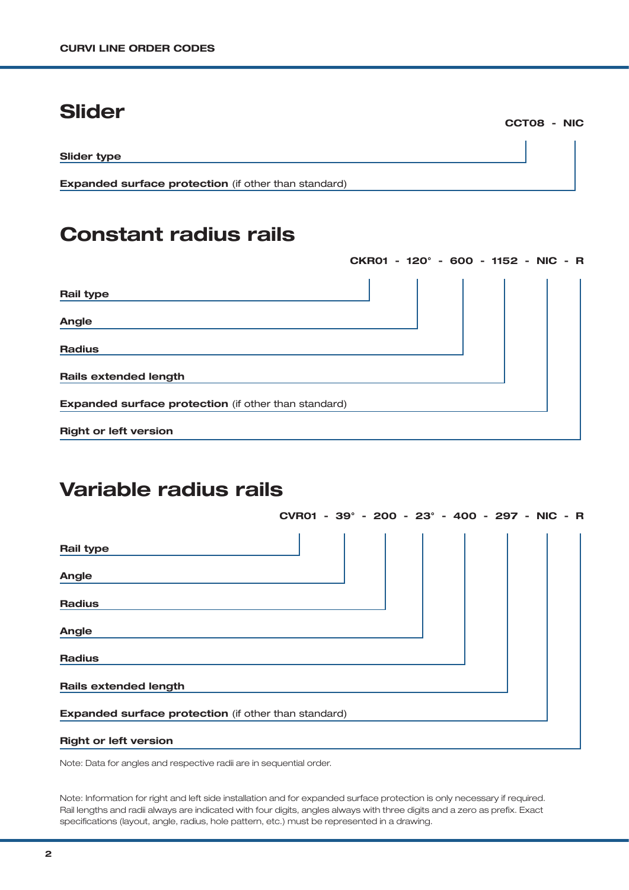## Slider

**CCT08 - NIC**

**Slider type**

**Expanded surface protection** (if other than standard)

## Constant radius rails

**CKR01 - 120° - 600 - 1152 - NIC - R**

**Rail type**

**Angle**

**Radius**

**Rails extended length**

**Expanded surface protection** (if other than standard)

**Right or left version**

## Variable radius rails

**CVR01 - 39° - 200 - 23° - 400 - 297 - NIC - R**

**Rail type**

**Angle**

**Radius**

**Angle**

**Radius**

**Rails extended length**

**Expanded surface protection** (if other than standard)

**Right or left version**

Note: Data for angles and respective radii are in sequential order.

Note: Information for right and left side installation and for expanded surface protection is only necessary if required. Rail lengths and radii always are indicated with four digits, angles always with three digits and a zero as prefix. Exact specifications (layout, angle, radius, hole pattern, etc.) must be represented in a drawing.